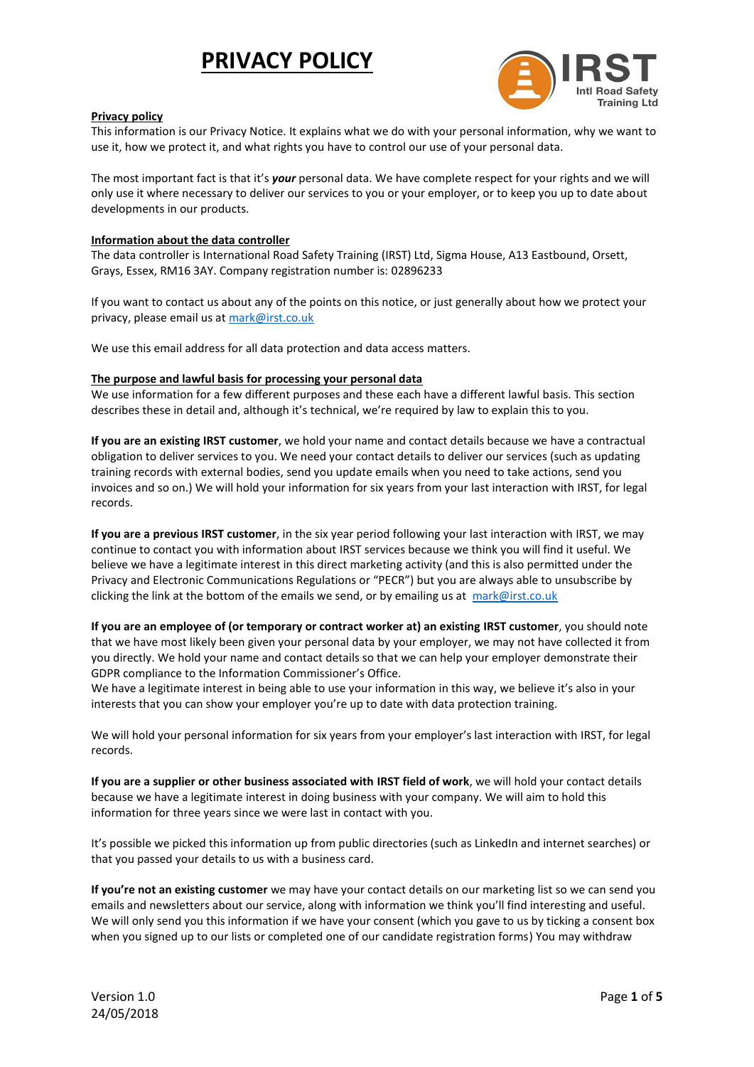# PRIVACY POLICY

IRST
Intl Road Safety Training Ltd

## Privacy policy

This information is our Privacy Notice. It explains what we do with your personal information, why we want to use it, how we protect it, and what rights you have to control our use of your personal data.

The most important fact is that it's ***your*** personal data. We have complete respect for your rights and we will only use it where necessary to deliver our services to you or your employer, or to keep you up to date about developments in our products.

## Information about the data controller

The data controller is International Road Safety Training (IRST) Ltd, Sigma House, A13 Eastbound, Orsett, Grays, Essex, RM16 3AY. Company registration number is: 02896233

If you want to contact us about any of the points on this notice, or just generally about how we protect your privacy, please email us at mark@irst.co.uk

We use this email address for all data protection and data access matters.

## The purpose and lawful basis for processing your personal data

We use information for a few different purposes and these each have a different lawful basis. This section describes these in detail and, although it's technical, we're required by law to explain this to you.

**If you are an existing IRST customer**, we hold your name and contact details because we have a contractual obligation to deliver services to you. We need your contact details to deliver our services (such as updating training records with external bodies, send you update emails when you need to take actions, send you invoices and so on.) We will hold your information for six years from your last interaction with IRST, for legal records.

**If you are a previous IRST customer**, in the six year period following your last interaction with IRST, we may continue to contact you with information about IRST services because we think you will find it useful. We believe we have a legitimate interest in this direct marketing activity (and this is also permitted under the Privacy and Electronic Communications Regulations or "PECR") but you are always able to unsubscribe by clicking the link at the bottom of the emails we send, or by emailing us at mark@irst.co.uk

**If you are an employee of (or temporary or contract worker at) an existing IRST customer**, you should note that we have most likely been given your personal data by your employer, we may not have collected it from you directly. We hold your name and contact details so that we can help your employer demonstrate their GDPR compliance to the Information Commissioner's Office.
We have a legitimate interest in being able to use your information in this way, we believe it's also in your interests that you can show your employer you're up to date with data protection training.

We will hold your personal information for six years from your employer's last interaction with IRST, for legal records.

**If you are a supplier or other business associated with IRST field of work**, we will hold your contact details because we have a legitimate interest in doing business with your company. We will aim to hold this information for three years since we were last in contact with you.

It's possible we picked this information up from public directories (such as LinkedIn and internet searches) or that you passed your details to us with a business card.

**If you're not an existing customer** we may have your contact details on our marketing list so we can send you emails and newsletters about our service, along with information we think you'll find interesting and useful. We will only send you this information if we have your consent (which you gave to us by ticking a consent box when you signed up to our lists or completed one of our candidate registration forms) You may withdraw

Version 1.0
24/05/2018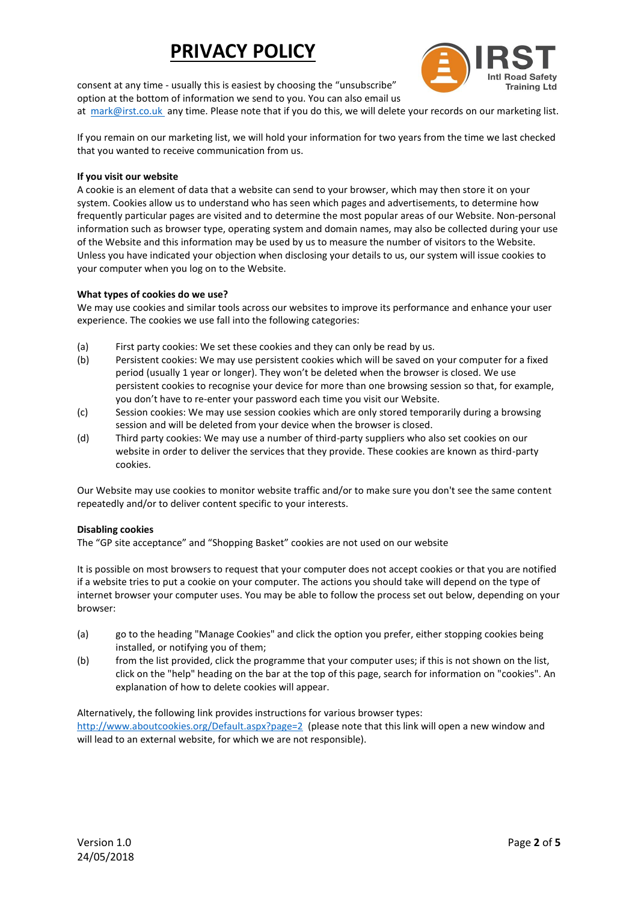consent at any time - usually this is easiest by choosing the "unsubscribe" option at the bottom of information we send to you. You can also email us at mark@irst.co.uk any time. Please note that if you do this, we will delete your records on our marketing list.

If you remain on our marketing list, we will hold your information for two years from the time we last checked that you wanted to receive communication from us.

**If you visit our website**

A cookie is an element of data that a website can send to your browser, which may then store it on your system. Cookies allow us to understand who has seen which pages and advertisements, to determine how frequently particular pages are visited and to determine the most popular areas of our Website. Non-personal information such as browser type, operating system and domain names, may also be collected during your use of the Website and this information may be used by us to measure the number of visitors to the Website. Unless you have indicated your objection when disclosing your details to us, our system will issue cookies to your computer when you log on to the Website.

**What types of cookies do we use?**

We may use cookies and similar tools across our websites to improve its performance and enhance your user experience. The cookies we use fall into the following categories:

(a) First party cookies: We set these cookies and they can only be read by us.

(b) Persistent cookies: We may use persistent cookies which will be saved on your computer for a fixed period (usually 1 year or longer). They won't be deleted when the browser is closed. We use persistent cookies to recognise your device for more than one browsing session so that, for example, you don't have to re-enter your password each time you visit our Website.

(c) Session cookies: We may use session cookies which are only stored temporarily during a browsing session and will be deleted from your device when the browser is closed.

(d) Third party cookies: We may use a number of third-party suppliers who also set cookies on our website in order to deliver the services that they provide. These cookies are known as third-party cookies.

Our Website may use cookies to monitor website traffic and/or to make sure you don't see the same content repeatedly and/or to deliver content specific to your interests.

**Disabling cookies**

The "GP site acceptance" and "Shopping Basket" cookies are not used on our website

It is possible on most browsers to request that your computer does not accept cookies or that you are notified if a website tries to put a cookie on your computer. The actions you should take will depend on the type of internet browser your computer uses. You may be able to follow the process set out below, depending on your browser:

(a) go to the heading "Manage Cookies" and click the option you prefer, either stopping cookies being installed, or notifying you of them;

(b) from the list provided, click the programme that your computer uses; if this is not shown on the list, click on the "help" heading on the bar at the top of this page, search for information on "cookies". An explanation of how to delete cookies will appear.

Alternatively, the following link provides instructions for various browser types: http://www.aboutcookies.org/Default.aspx?page=2 (please note that this link will open a new window and will lead to an external website, for which we are not responsible).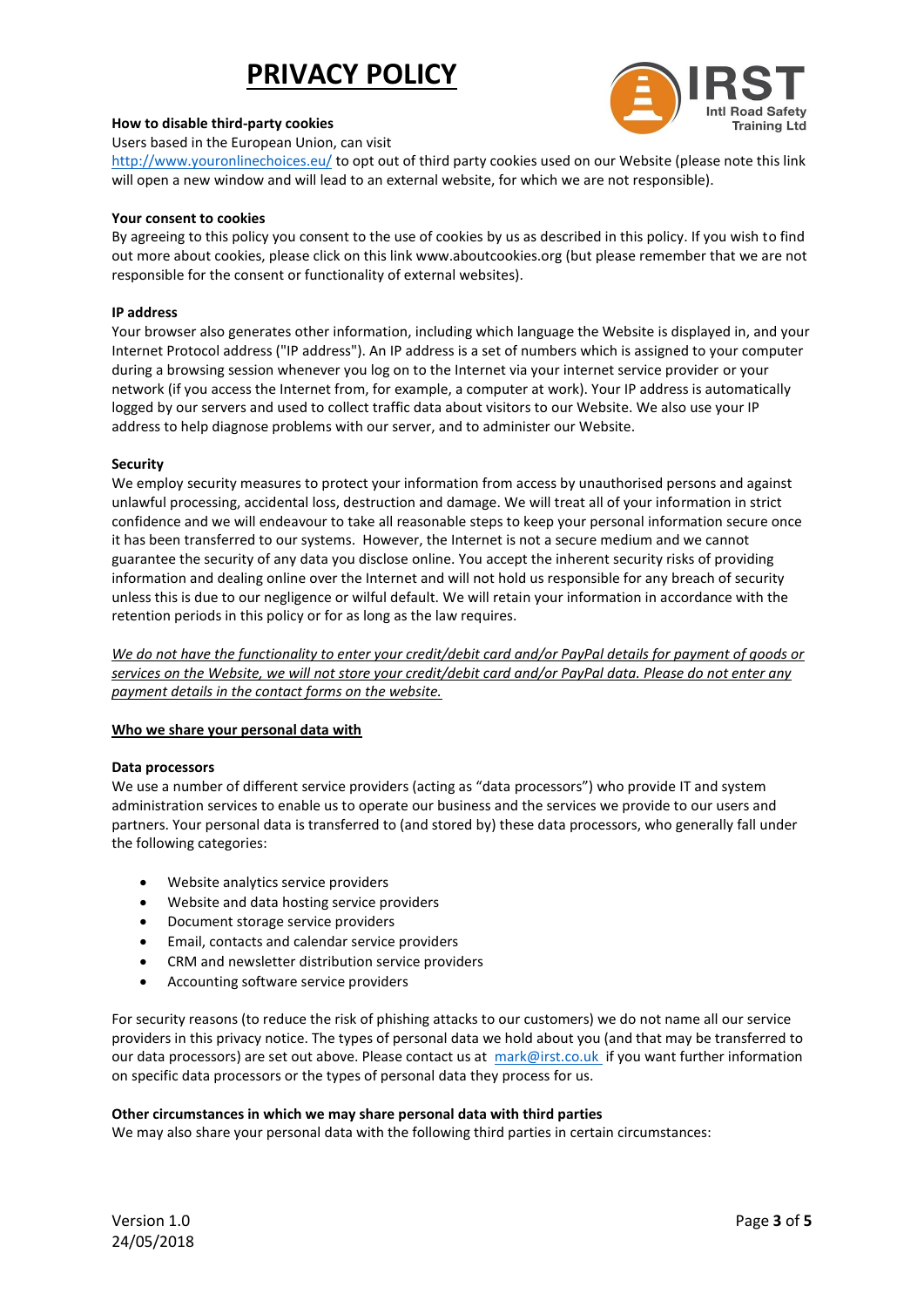# PRIVACY POLICY

**How to disable third-party cookies**

Users based in the European Union, can visit http://www.youronlinechoices.eu/ to opt out of third party cookies used on our Website (please note this link will open a new window and will lead to an external website, for which we are not responsible).

**Your consent to cookies**

By agreeing to this policy you consent to the use of cookies by us as described in this policy. If you wish to find out more about cookies, please click on this link www.aboutcookies.org (but please remember that we are not responsible for the consent or functionality of external websites).

**IP address**

Your browser also generates other information, including which language the Website is displayed in, and your Internet Protocol address ("IP address"). An IP address is a set of numbers which is assigned to your computer during a browsing session whenever you log on to the Internet via your internet service provider or your network (if you access the Internet from, for example, a computer at work). Your IP address is automatically logged by our servers and used to collect traffic data about visitors to our Website. We also use your IP address to help diagnose problems with our server, and to administer our Website.

**Security**

We employ security measures to protect your information from access by unauthorised persons and against unlawful processing, accidental loss, destruction and damage. We will treat all of your information in strict confidence and we will endeavour to take all reasonable steps to keep your personal information secure once it has been transferred to our systems. However, the Internet is not a secure medium and we cannot guarantee the security of any data you disclose online. You accept the inherent security risks of providing information and dealing online over the Internet and will not hold us responsible for any breach of security unless this is due to our negligence or wilful default. We will retain your information in accordance with the retention periods in this policy or for as long as the law requires.

*We do not have the functionality to enter your credit/debit card and/or PayPal details for payment of goods or services on the Website, we will not store your credit/debit card and/or PayPal data. Please do not enter any payment details in the contact forms on the website.*

**Who we share your personal data with**

**Data processors**

We use a number of different service providers (acting as "data processors") who provide IT and system administration services to enable us to operate our business and the services we provide to our users and partners. Your personal data is transferred to (and stored by) these data processors, who generally fall under the following categories:

- Website analytics service providers
- Website and data hosting service providers
- Document storage service providers
- Email, contacts and calendar service providers
- CRM and newsletter distribution service providers
- Accounting software service providers

For security reasons (to reduce the risk of phishing attacks to our customers) we do not name all our service providers in this privacy notice. The types of personal data we hold about you (and that may be transferred to our data processors) are set out above. Please contact us at mark@irst.co.uk if you want further information on specific data processors or the types of personal data they process for us.

**Other circumstances in which we may share personal data with third parties**

We may also share your personal data with the following third parties in certain circumstances: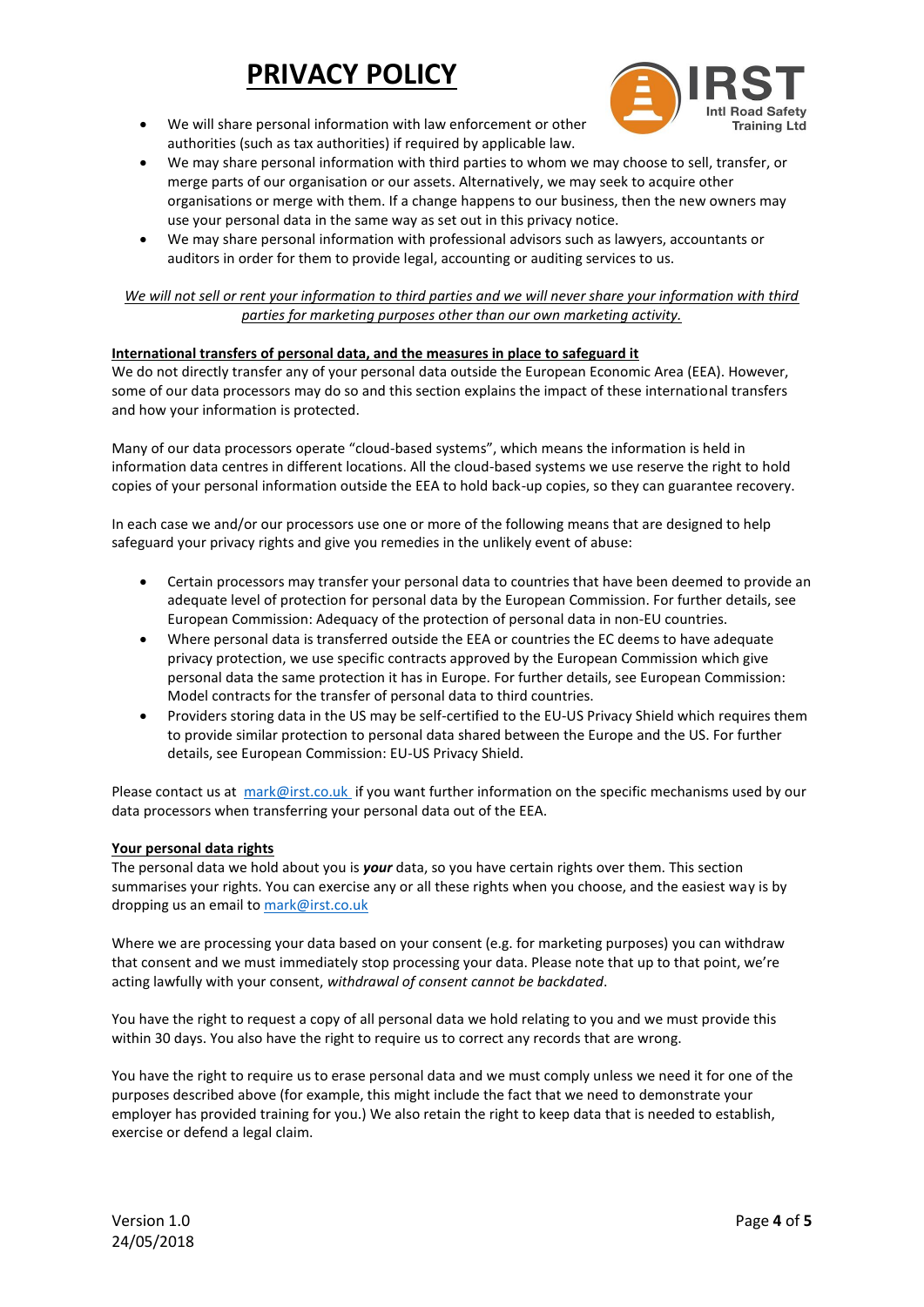- We will share personal information with law enforcement or other authorities (such as tax authorities) if required by applicable law.
- We may share personal information with third parties to whom we may choose to sell, transfer, or merge parts of our organisation or our assets. Alternatively, we may seek to acquire other organisations or merge with them. If a change happens to our business, then the new owners may use your personal data in the same way as set out in this privacy notice.
- We may share personal information with professional advisors such as lawyers, accountants or auditors in order for them to provide legal, accounting or auditing services to us.

*We will not sell or rent your information to third parties and we will never share your information with third parties for marketing purposes other than our own marketing activity.*

**International transfers of personal data, and the measures in place to safeguard it**

We do not directly transfer any of your personal data outside the European Economic Area (EEA). However, some of our data processors may do so and this section explains the impact of these international transfers and how your information is protected.

Many of our data processors operate "cloud-based systems", which means the information is held in information data centres in different locations. All the cloud-based systems we use reserve the right to hold copies of your personal information outside the EEA to hold back-up copies, so they can guarantee recovery.

In each case we and/or our processors use one or more of the following means that are designed to help safeguard your privacy rights and give you remedies in the unlikely event of abuse:

- Certain processors may transfer your personal data to countries that have been deemed to provide an adequate level of protection for personal data by the European Commission. For further details, see European Commission: Adequacy of the protection of personal data in non-EU countries.
- Where personal data is transferred outside the EEA or countries the EC deems to have adequate privacy protection, we use specific contracts approved by the European Commission which give personal data the same protection it has in Europe. For further details, see European Commission: Model contracts for the transfer of personal data to third countries.
- Providers storing data in the US may be self-certified to the EU-US Privacy Shield which requires them to provide similar protection to personal data shared between the Europe and the US. For further details, see European Commission: EU-US Privacy Shield.

Please contact us at mark@irst.co.uk if you want further information on the specific mechanisms used by our data processors when transferring your personal data out of the EEA.

**Your personal data rights**

The personal data we hold about you is ***your*** data, so you have certain rights over them. This section summarises your rights. You can exercise any or all these rights when you choose, and the easiest way is by dropping us an email to mark@irst.co.uk

Where we are processing your data based on your consent (e.g. for marketing purposes) you can withdraw that consent and we must immediately stop processing your data. Please note that up to that point, we're acting lawfully with your consent, *withdrawal of consent cannot be backdated*.

You have the right to request a copy of all personal data we hold relating to you and we must provide this within 30 days. You also have the right to require us to correct any records that are wrong.

You have the right to require us to erase personal data and we must comply unless we need it for one of the purposes described above (for example, this might include the fact that we need to demonstrate your employer has provided training for you.) We also retain the right to keep data that is needed to establish, exercise or defend a legal claim.

Version 1.0
24/05/2018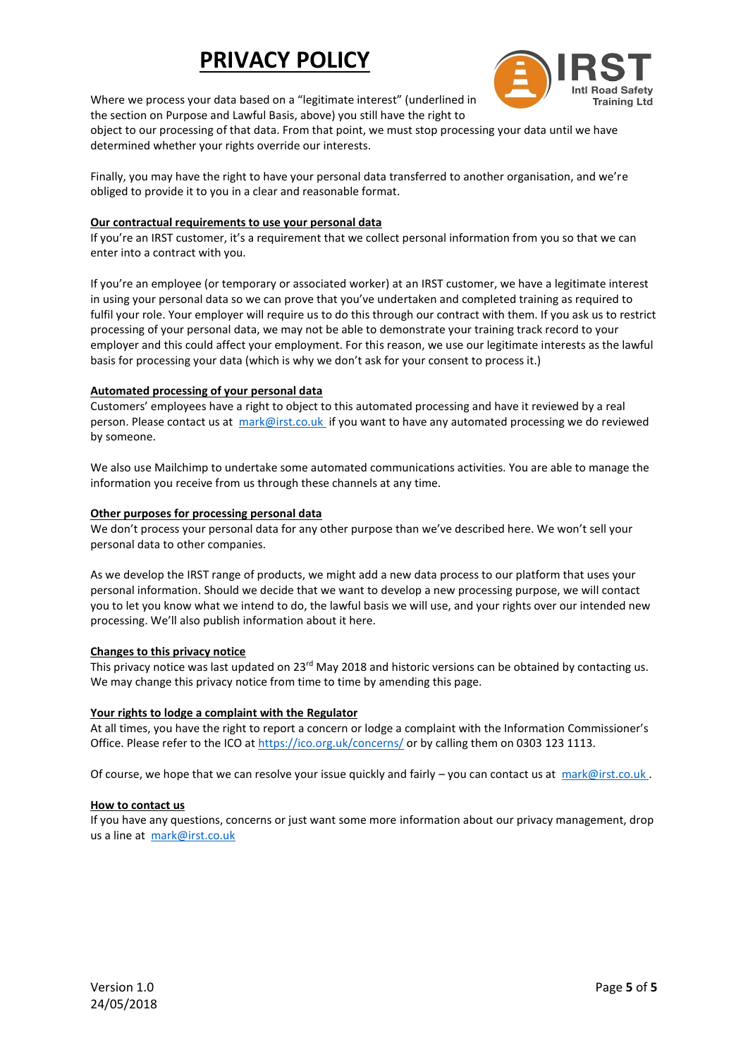# PRIVACY POLICY

Where we process your data based on a "legitimate interest" (underlined in the section on Purpose and Lawful Basis, above) you still have the right to object to our processing of that data. From that point, we must stop processing your data until we have determined whether your rights override our interests.

Finally, you may have the right to have your personal data transferred to another organisation, and we're obliged to provide it to you in a clear and reasonable format.

**Our contractual requirements to use your personal data**

If you're an IRST customer, it's a requirement that we collect personal information from you so that we can enter into a contract with you.

If you're an employee (or temporary or associated worker) at an IRST customer, we have a legitimate interest in using your personal data so we can prove that you've undertaken and completed training as required to fulfil your role. Your employer will require us to do this through our contract with them. If you ask us to restrict processing of your personal data, we may not be able to demonstrate your training track record to your employer and this could affect your employment. For this reason, we use our legitimate interests as the lawful basis for processing your data (which is why we don't ask for your consent to process it.)

**Automated processing of your personal data**

Customers' employees have a right to object to this automated processing and have it reviewed by a real person. Please contact us at mark@irst.co.uk if you want to have any automated processing we do reviewed by someone.

We also use Mailchimp to undertake some automated communications activities. You are able to manage the information you receive from us through these channels at any time.

**Other purposes for processing personal data**

We don't process your personal data for any other purpose than we've described here. We won't sell your personal data to other companies.

As we develop the IRST range of products, we might add a new data process to our platform that uses your personal information. Should we decide that we want to develop a new processing purpose, we will contact you to let you know what we intend to do, the lawful basis we will use, and your rights over our intended new processing. We'll also publish information about it here.

**Changes to this privacy notice**

This privacy notice was last updated on 23rd May 2018 and historic versions can be obtained by contacting us. We may change this privacy notice from time to time by amending this page.

**Your rights to lodge a complaint with the Regulator**

At all times, you have the right to report a concern or lodge a complaint with the Information Commissioner's Office. Please refer to the ICO at https://ico.org.uk/concerns/ or by calling them on 0303 123 1113.

Of course, we hope that we can resolve your issue quickly and fairly – you can contact us at mark@irst.co.uk .

**How to contact us**

If you have any questions, concerns or just want some more information about our privacy management, drop us a line at mark@irst.co.uk

Version 1.0
24/05/2018